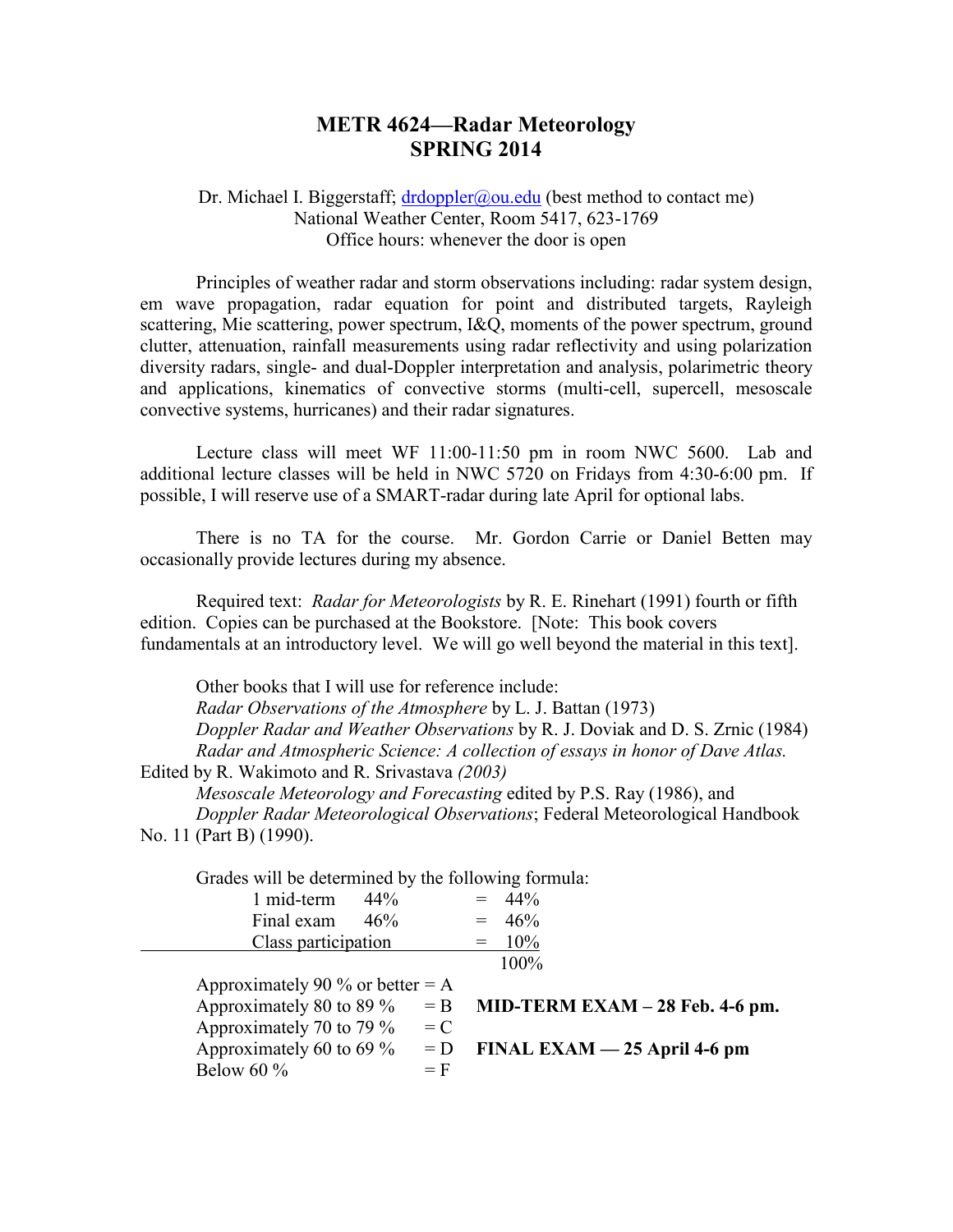# METR 4624—Radar Meteorology
# SPRING 2014

Dr. Michael I. Biggerstaff; drdoppler@ou.edu (best method to contact me)
National Weather Center, Room 5417, 623-1769
Office hours: whenever the door is open

Principles of weather radar and storm observations including: radar system design, em wave propagation, radar equation for point and distributed targets, Rayleigh scattering, Mie scattering, power spectrum, I&Q, moments of the power spectrum, ground clutter, attenuation, rainfall measurements using radar reflectivity and using polarization diversity radars, single- and dual-Doppler interpretation and analysis, polarimetric theory and applications, kinematics of convective storms (multi-cell, supercell, mesoscale convective systems, hurricanes) and their radar signatures.

Lecture class will meet WF 11:00-11:50 pm in room NWC 5600. Lab and additional lecture classes will be held in NWC 5720 on Fridays from 4:30-6:00 pm. If possible, I will reserve use of a SMART-radar during late April for optional labs.

There is no TA for the course. Mr. Gordon Carrie or Daniel Betten may occasionally provide lectures during my absence.

Required text: *Radar for Meteorologists* by R. E. Rinehart (1991) fourth or fifth edition. Copies can be purchased at the Bookstore. [Note: This book covers fundamentals at an introductory level. We will go well beyond the material in this text].

Other books that I will use for reference include:
*Radar Observations of the Atmosphere* by L. J. Battan (1973)
*Doppler Radar and Weather Observations* by R. J. Doviak and D. S. Zrnic (1984)
*Radar and Atmospheric Science: A collection of essays in honor of Dave Atlas.* Edited by R. Wakimoto and R. Srivastava *(2003)*
*Mesoscale Meteorology and Forecasting* edited by P.S. Ray (1986), and
*Doppler Radar Meteorological Observations*; Federal Meteorological Handbook No. 11 (Part B) (1990).

Grades will be determined by the following formula:

| | | | |
|---|---|---|---|
| 1 mid-term | 44% | = | 44% |
| Final exam | 46% | = | 46% |
| Class participation | | = | 10% |
| | | | 100% |

Approximately 90 % or better = A
Approximately 80 to 89 % = B
Approximately 70 to 79 % = C
Approximately 60 to 69 % = D
Below 60 % = F

**MID-TERM EXAM – 28 Feb. 4-6 pm.**

**FINAL EXAM — 25 April 4-6 pm**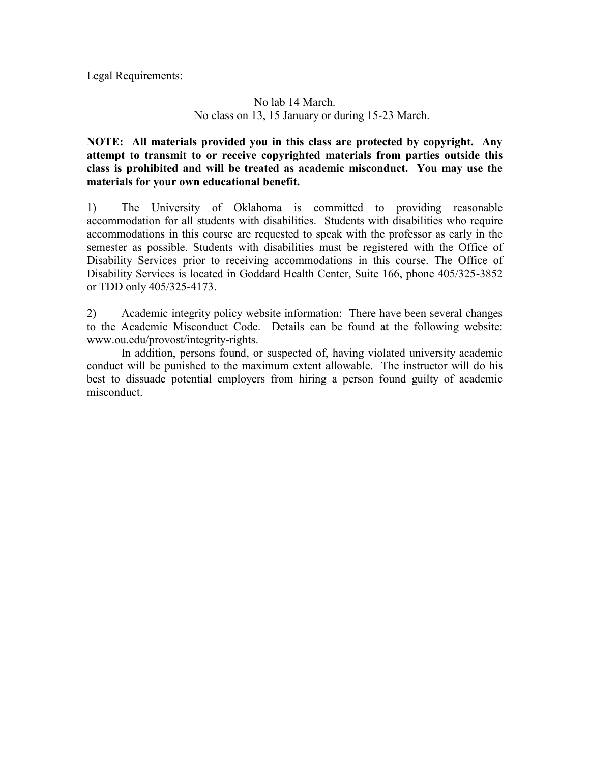Legal Requirements:

No lab 14 March.
No class on 13, 15 January or during 15-23 March.

**NOTE: All materials provided you in this class are protected by copyright. Any attempt to transmit to or receive copyrighted materials from parties outside this class is prohibited and will be treated as academic misconduct. You may use the materials for your own educational benefit.**

1) The University of Oklahoma is committed to providing reasonable accommodation for all students with disabilities. Students with disabilities who require accommodations in this course are requested to speak with the professor as early in the semester as possible. Students with disabilities must be registered with the Office of Disability Services prior to receiving accommodations in this course. The Office of Disability Services is located in Goddard Health Center, Suite 166, phone 405/325-3852 or TDD only 405/325-4173.

2) Academic integrity policy website information: There have been several changes to the Academic Misconduct Code. Details can be found at the following website: www.ou.edu/provost/integrity-rights.

In addition, persons found, or suspected of, having violated university academic conduct will be punished to the maximum extent allowable. The instructor will do his best to dissuade potential employers from hiring a person found guilty of academic misconduct.